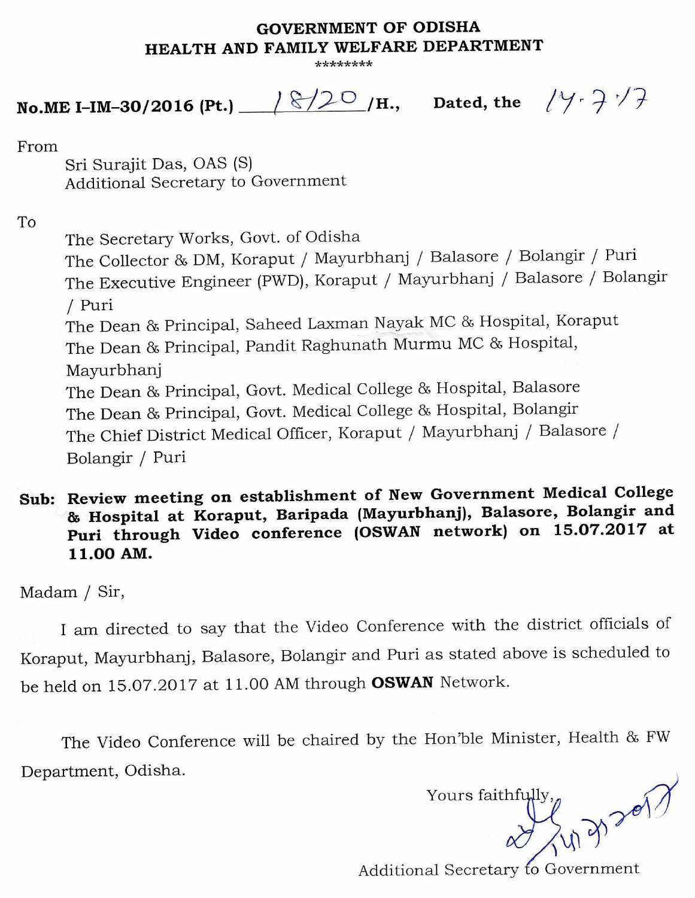**GOVERNMENT OF ODISHA**
**HEALTH AND FAMILY WELFARE DEPARTMENT**
********

**No.ME I–IM–30/2016 (Pt.)** 18/20 **/H., Dated, the** 14.7.17

From

Sri Surajit Das, OAS (S)
Additional Secretary to Government

To

The Secretary Works, Govt. of Odisha
The Collector & DM, Koraput / Mayurbhanj / Balasore / Bolangir / Puri
The Executive Engineer (PWD), Koraput / Mayurbhanj / Balasore / Bolangir / Puri
The Dean & Principal, Saheed Laxman Nayak MC & Hospital, Koraput
The Dean & Principal, Pandit Raghunath Murmu MC & Hospital, Mayurbhanj
The Dean & Principal, Govt. Medical College & Hospital, Balasore
The Dean & Principal, Govt. Medical College & Hospital, Bolangir
The Chief District Medical Officer, Koraput / Mayurbhanj / Balasore / Bolangir / Puri

**Sub: Review meeting on establishment of New Government Medical College & Hospital at Koraput, Baripada (Mayurbhanj), Balasore, Bolangir and Puri through Video conference (OSWAN network) on 15.07.2017 at 11.00 AM.**

Madam / Sir,

I am directed to say that the Video Conference with the district officials of Koraput, Mayurbhanj, Balasore, Bolangir and Puri as stated above is scheduled to be held on 15.07.2017 at 11.00 AM through **OSWAN** Network.

The Video Conference will be chaired by the Hon'ble Minister, Health & FW Department, Odisha.

Yours faithfully,
14.7.2017

Additional Secretary to Government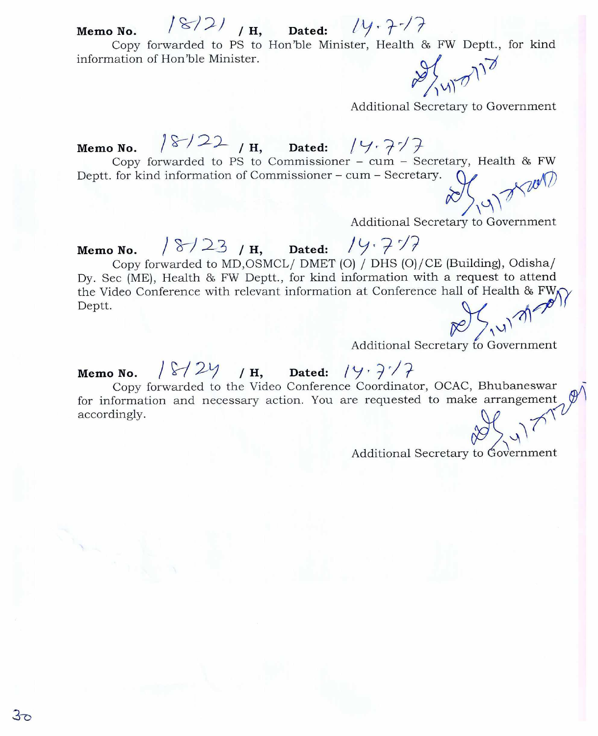**Memo No.** 18121 **/ H, Dated:** 14.7.17

Copy forwarded to PS to Hon'ble Minister, Health & FW Deptt., for kind information of Hon'ble Minister.

Additional Secretary to Government

**Memo No.** 18122 **/ H, Dated:** 14.7.17

Copy forwarded to PS to Commissioner – cum – Secretary, Health & FW Deptt. for kind information of Commissioner – cum – Secretary.

Additional Secretary to Government

**Memo No.** 18123 **/ H, Dated:** 14.7.17

Copy forwarded to MD,OSMCL/ DMET (O) / DHS (O)/CE (Building), Odisha/ Dy. Sec (ME), Health & FW Deptt., for kind information with a request to attend the Video Conference with relevant information at Conference hall of Health & FW Deptt.

Additional Secretary to Government

**Memo No.** 18124 **/ H, Dated:** 14.7.17

Copy forwarded to the Video Conference Coordinator, OCAC, Bhubaneswar for information and necessary action. You are requested to make arrangement accordingly.

Additional Secretary to Government